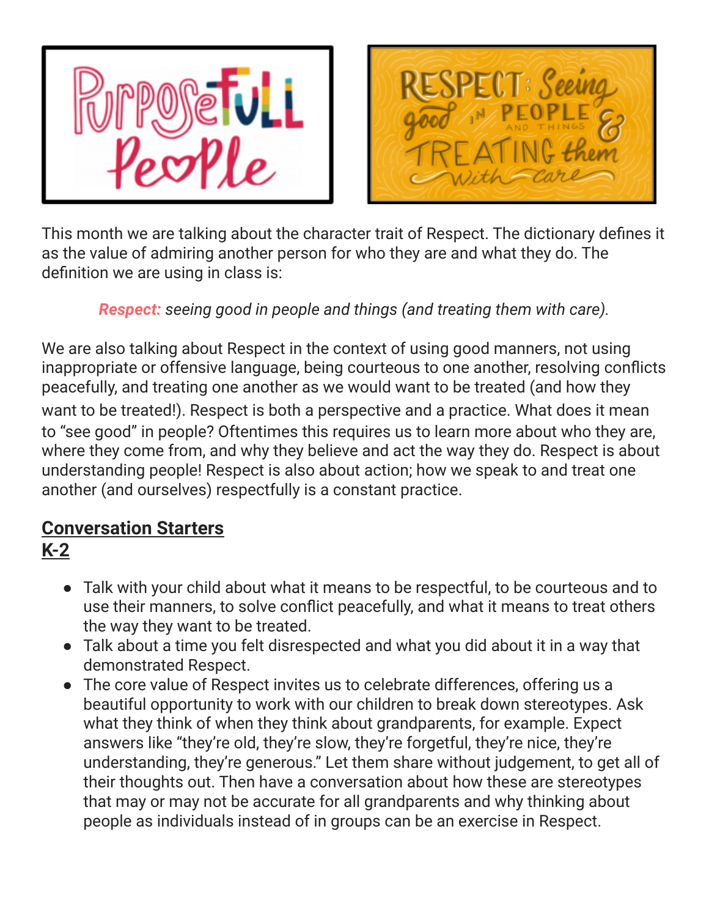This month we are talking about the character trait of Respect. The dictionary defines it as the value of admiring another person for who they are and what they do. The definition we are using in class is:

***Respect:*** *seeing good in people and things (and treating them with care).*

We are also talking about Respect in the context of using good manners, not using inappropriate or offensive language, being courteous to one another, resolving conflicts peacefully, and treating one another as we would want to be treated (and how they want to be treated!). Respect is both a perspective and a practice. What does it mean to "see good" in people? Oftentimes this requires us to learn more about who they are, where they come from, and why they believe and act the way they do. Respect is about understanding people! Respect is also about action; how we speak to and treat one another (and ourselves) respectfully is a constant practice.

## Conversation Starters

### K-2

- Talk with your child about what it means to be respectful, to be courteous and to use their manners, to solve conflict peacefully, and what it means to treat others the way they want to be treated.
- Talk about a time you felt disrespected and what you did about it in a way that demonstrated Respect.
- The core value of Respect invites us to celebrate differences, offering us a beautiful opportunity to work with our children to break down stereotypes. Ask what they think of when they think about grandparents, for example. Expect answers like "they're old, they're slow, they're forgetful, they're nice, they're understanding, they're generous." Let them share without judgement, to get all of their thoughts out. Then have a conversation about how these are stereotypes that may or may not be accurate for all grandparents and why thinking about people as individuals instead of in groups can be an exercise in Respect.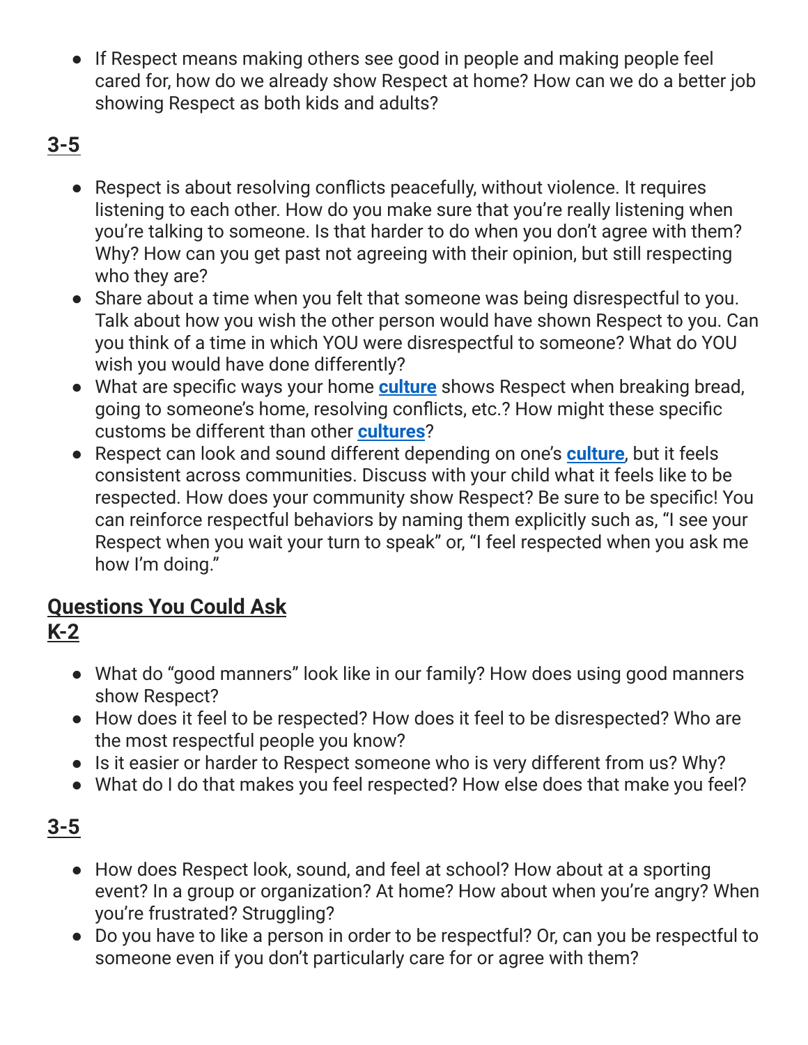- If Respect means making others see good in people and making people feel cared for, how do we already show Respect at home? How can we do a better job showing Respect as both kids and adults?

## 3-5

- Respect is about resolving conflicts peacefully, without violence. It requires listening to each other. How do you make sure that you're really listening when you're talking to someone. Is that harder to do when you don't agree with them? Why? How can you get past not agreeing with their opinion, but still respecting who they are?
- Share about a time when you felt that someone was being disrespectful to you. Talk about how you wish the other person would have shown Respect to you. Can you think of a time in which YOU were disrespectful to someone? What do YOU wish you would have done differently?
- What are specific ways your home **culture** shows Respect when breaking bread, going to someone's home, resolving conflicts, etc.? How might these specific customs be different than other **cultures**?
- Respect can look and sound different depending on one's **culture**, but it feels consistent across communities. Discuss with your child what it feels like to be respected. How does your community show Respect? Be sure to be specific! You can reinforce respectful behaviors by naming them explicitly such as, "I see your Respect when you wait your turn to speak" or, "I feel respected when you ask me how I'm doing."

## Questions You Could Ask

## K-2

- What do "good manners" look like in our family? How does using good manners show Respect?
- How does it feel to be respected? How does it feel to be disrespected? Who are the most respectful people you know?
- Is it easier or harder to Respect someone who is very different from us? Why?
- What do I do that makes you feel respected? How else does that make you feel?

## 3-5

- How does Respect look, sound, and feel at school? How about at a sporting event? In a group or organization? At home? How about when you're angry? When you're frustrated? Struggling?
- Do you have to like a person in order to be respectful? Or, can you be respectful to someone even if you don't particularly care for or agree with them?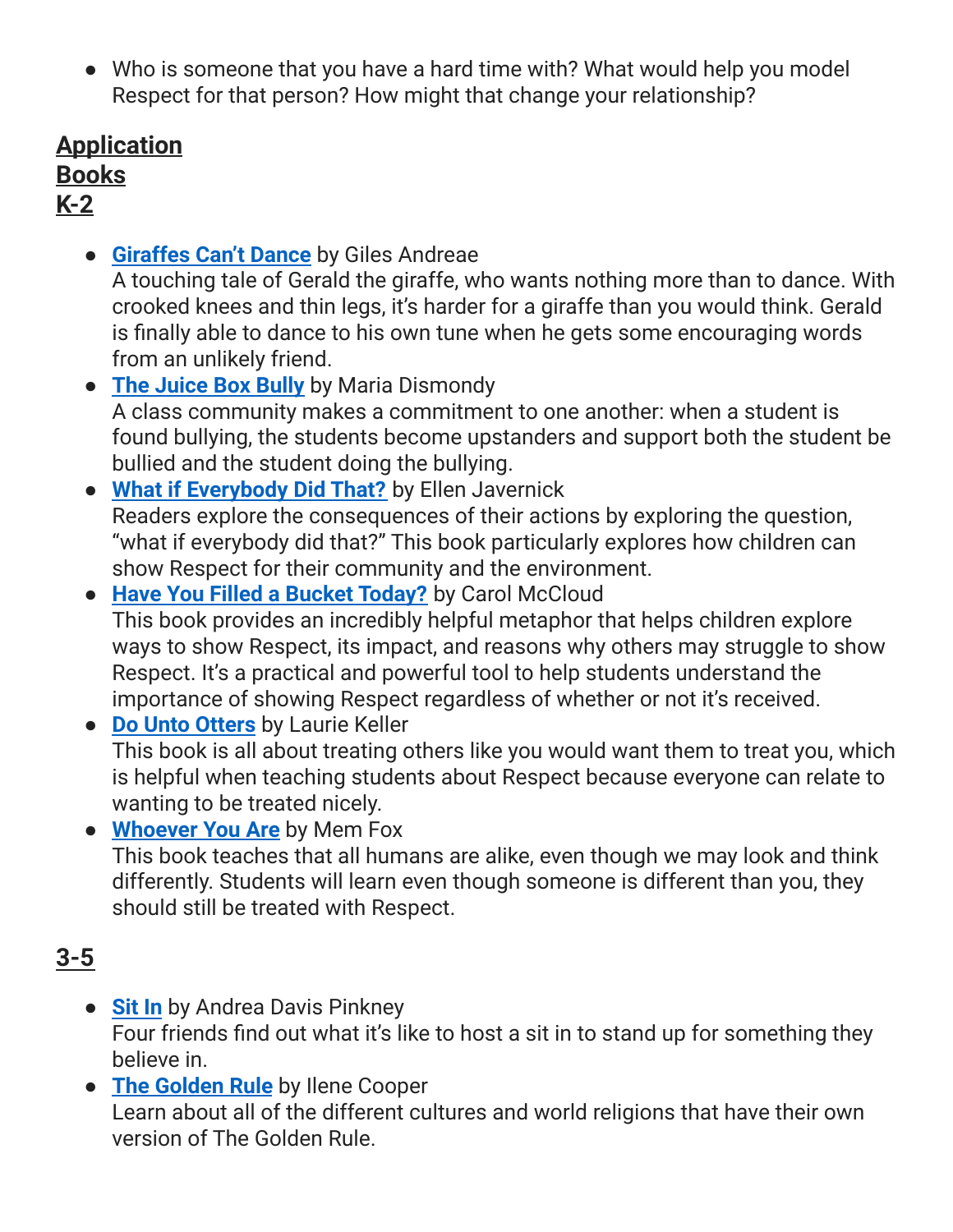- Who is someone that you have a hard time with? What would help you model Respect for that person? How might that change your relationship?

## Application

## Books

## K-2

- **Giraffes Can't Dance** by Giles Andreae
  A touching tale of Gerald the giraffe, who wants nothing more than to dance. With crooked knees and thin legs, it's harder for a giraffe than you would think. Gerald is finally able to dance to his own tune when he gets some encouraging words from an unlikely friend.
- **The Juice Box Bully** by Maria Dismondy
  A class community makes a commitment to one another: when a student is found bullying, the students become upstanders and support both the student be bullied and the student doing the bullying.
- **What if Everybody Did That?** by Ellen Javernick
  Readers explore the consequences of their actions by exploring the question, "what if everybody did that?" This book particularly explores how children can show Respect for their community and the environment.
- **Have You Filled a Bucket Today?** by Carol McCloud
  This book provides an incredibly helpful metaphor that helps children explore ways to show Respect, its impact, and reasons why others may struggle to show Respect. It's a practical and powerful tool to help students understand the importance of showing Respect regardless of whether or not it's received.
- **Do Unto Otters** by Laurie Keller
  This book is all about treating others like you would want them to treat you, which is helpful when teaching students about Respect because everyone can relate to wanting to be treated nicely.
- **Whoever You Are** by Mem Fox
  This book teaches that all humans are alike, even though we may look and think differently. Students will learn even though someone is different than you, they should still be treated with Respect.

## 3-5

- **Sit In** by Andrea Davis Pinkney
  Four friends find out what it's like to host a sit in to stand up for something they believe in.
- **The Golden Rule** by Ilene Cooper
  Learn about all of the different cultures and world religions that have their own version of The Golden Rule.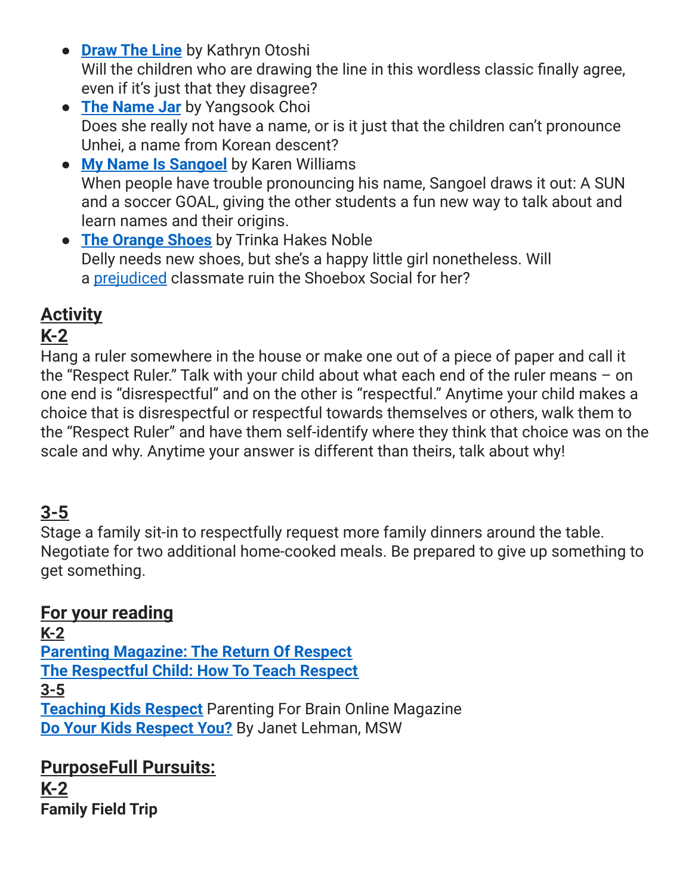- **Draw The Line** by Kathryn Otoshi
  Will the children who are drawing the line in this wordless classic finally agree, even if it's just that they disagree?
- **The Name Jar** by Yangsook Choi
  Does she really not have a name, or is it just that the children can't pronounce Unhei, a name from Korean descent?
- **My Name Is Sangoel** by Karen Williams
  When people have trouble pronouncing his name, Sangoel draws it out: A SUN and a soccer GOAL, giving the other students a fun new way to talk about and learn names and their origins.
- **The Orange Shoes** by Trinka Hakes Noble
  Delly needs new shoes, but she's a happy little girl nonetheless. Will a prejudiced classmate ruin the Shoebox Social for her?

## Activity

### K-2

Hang a ruler somewhere in the house or make one out of a piece of paper and call it the "Respect Ruler." Talk with your child about what each end of the ruler means – on one end is "disrespectful" and on the other is "respectful." Anytime your child makes a choice that is disrespectful or respectful towards themselves or others, walk them to the "Respect Ruler" and have them self-identify where they think that choice was on the scale and why. Anytime your answer is different than theirs, talk about why!

### 3-5

Stage a family sit-in to respectfully request more family dinners around the table. Negotiate for two additional home-cooked meals. Be prepared to give up something to get something.

## For your reading

**K-2**

**Parenting Magazine: The Return Of Respect**
**The Respectful Child: How To Teach Respect**

**3-5**

**Teaching Kids Respect** Parenting For Brain Online Magazine
**Do Your Kids Respect You?** By Janet Lehman, MSW

## PurposeFull Pursuits:

### K-2

**Family Field Trip**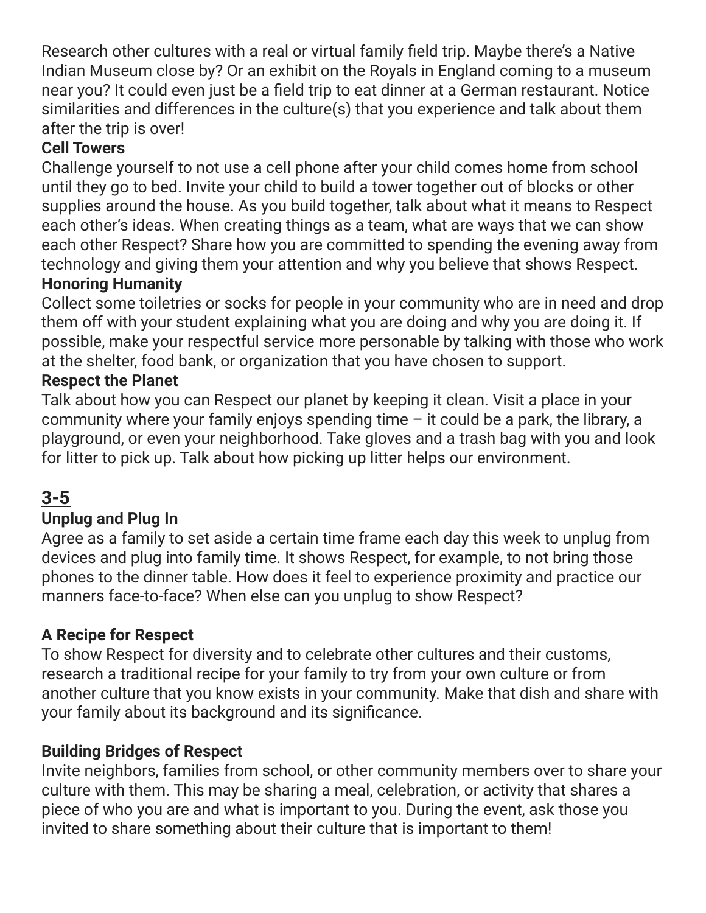Research other cultures with a real or virtual family field trip. Maybe there's a Native Indian Museum close by? Or an exhibit on the Royals in England coming to a museum near you? It could even just be a field trip to eat dinner at a German restaurant. Notice similarities and differences in the culture(s) that you experience and talk about them after the trip is over!

**Cell Towers**

Challenge yourself to not use a cell phone after your child comes home from school until they go to bed. Invite your child to build a tower together out of blocks or other supplies around the house. As you build together, talk about what it means to Respect each other's ideas. When creating things as a team, what are ways that we can show each other Respect? Share how you are committed to spending the evening away from technology and giving them your attention and why you believe that shows Respect.

**Honoring Humanity**

Collect some toiletries or socks for people in your community who are in need and drop them off with your student explaining what you are doing and why you are doing it. If possible, make your respectful service more personable by talking with those who work at the shelter, food bank, or organization that you have chosen to support.

**Respect the Planet**

Talk about how you can Respect our planet by keeping it clean. Visit a place in your community where your family enjoys spending time – it could be a park, the library, a playground, or even your neighborhood. Take gloves and a trash bag with you and look for litter to pick up. Talk about how picking up litter helps our environment.

## 3-5

**Unplug and Plug In**

Agree as a family to set aside a certain time frame each day this week to unplug from devices and plug into family time. It shows Respect, for example, to not bring those phones to the dinner table. How does it feel to experience proximity and practice our manners face-to-face? When else can you unplug to show Respect?

**A Recipe for Respect**

To show Respect for diversity and to celebrate other cultures and their customs, research a traditional recipe for your family to try from your own culture or from another culture that you know exists in your community. Make that dish and share with your family about its background and its significance.

**Building Bridges of Respect**

Invite neighbors, families from school, or other community members over to share your culture with them. This may be sharing a meal, celebration, or activity that shares a piece of who you are and what is important to you. During the event, ask those you invited to share something about their culture that is important to them!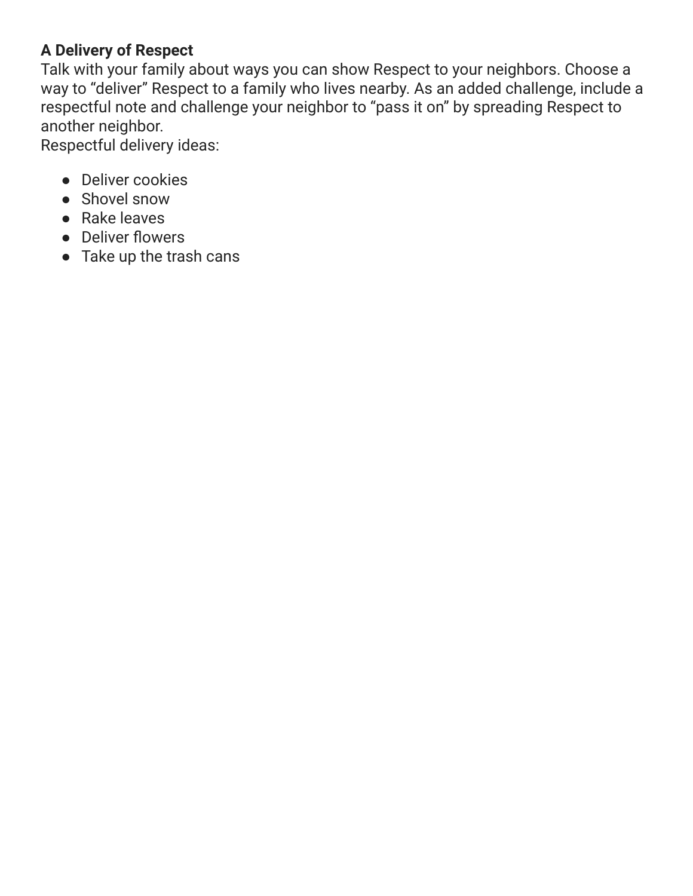**A Delivery of Respect**

Talk with your family about ways you can show Respect to your neighbors. Choose a way to “deliver” Respect to a family who lives nearby. As an added challenge, include a respectful note and challenge your neighbor to “pass it on” by spreading Respect to another neighbor.

Respectful delivery ideas:

- Deliver cookies
- Shovel snow
- Rake leaves
- Deliver flowers
- Take up the trash cans